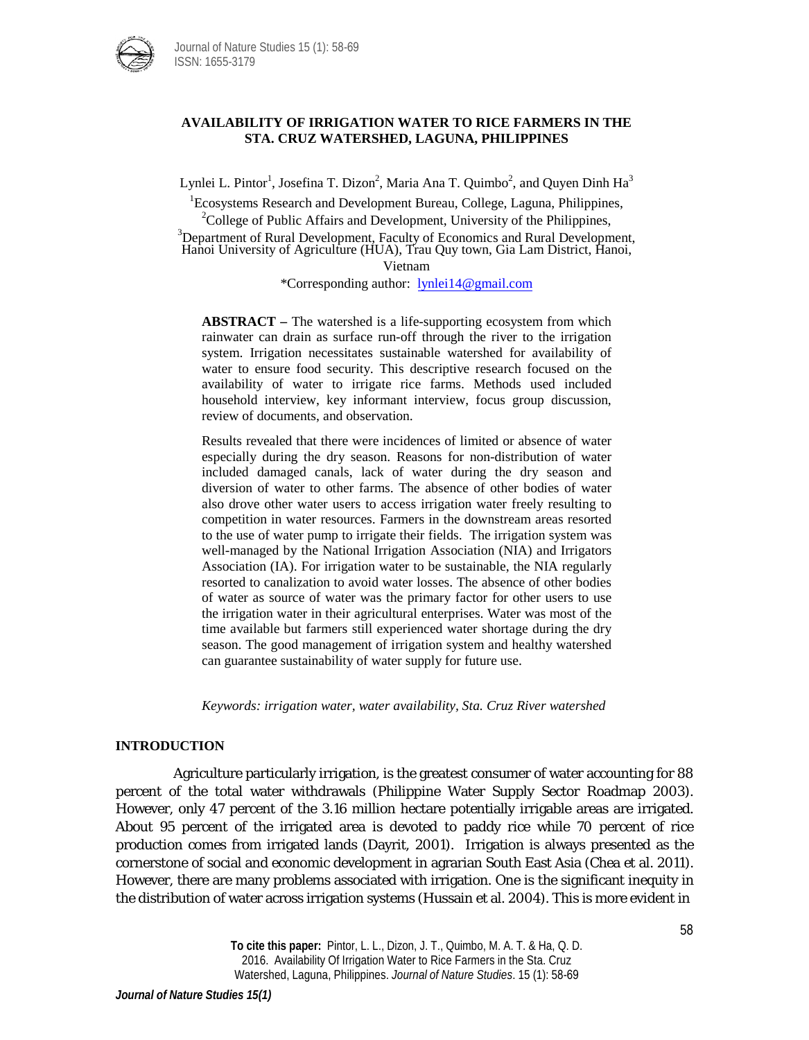# AVAILABILITY OF IRRIGATION WATER TO RICE FARMERS IN THE STA. CRUZ WATERSHED, LAGUNA, PHILIPPINES

Lynlei L. Pintor[1], Josefina T. Dizon[2], Maria Ana T. Quimbo[2], and Quyen Dinh Ha[3]

[1]Ecosystems Research and Development Bureau, College, Laguna, Philippines,
[2]College of Public Affairs and Development, University of the Philippines,
[3]Department of Rural Development, Faculty of Economics and Rural Development, Hanoi University of Agriculture (HUA), Trau Quy town, Gia Lam District, Hanoi, Vietnam

*Corresponding author: lynlei14@gmail.com

**ABSTRACT –** The watershed is a life-supporting ecosystem from which rainwater can drain as surface run-off through the river to the irrigation system. Irrigation necessitates sustainable watershed for availability of water to ensure food security. This descriptive research focused on the availability of water to irrigate rice farms. Methods used included household interview, key informant interview, focus group discussion, review of documents, and observation.

Results revealed that there were incidences of limited or absence of water especially during the dry season. Reasons for non-distribution of water included damaged canals, lack of water during the dry season and diversion of water to other farms. The absence of other bodies of water also drove other water users to access irrigation water freely resulting to competition in water resources. Farmers in the downstream areas resorted to the use of water pump to irrigate their fields. The irrigation system was well-managed by the National Irrigation Association (NIA) and Irrigators Association (IA). For irrigation water to be sustainable, the NIA regularly resorted to canalization to avoid water losses. The absence of other bodies of water as source of water was the primary factor for other users to use the irrigation water in their agricultural enterprises. Water was most of the time available but farmers still experienced water shortage during the dry season. The good management of irrigation system and healthy watershed can guarantee sustainability of water supply for future use.

*Keywords: irrigation water, water availability, Sta. Cruz River watershed*

## INTRODUCTION

Agriculture particularly irrigation, is the greatest consumer of water accounting for 88 percent of the total water withdrawals (Philippine Water Supply Sector Roadmap 2003). However, only 47 percent of the 3.16 million hectare potentially irrigable areas are irrigated. About 95 percent of the irrigated area is devoted to paddy rice while 70 percent of rice production comes from irrigated lands (Dayrit, 2001). Irrigation is always presented as the cornerstone of social and economic development in agrarian South East Asia (Chea et al. 2011). However, there are many problems associated with irrigation. One is the significant inequity in the distribution of water across irrigation systems (Hussain et al. 2004). This is more evident in

**To cite this paper:** Pintor, L. L., Dizon, J. T., Quimbo, M. A. T. & Ha, Q. D. 2016. Availability Of Irrigation Water to Rice Farmers in the Sta. Cruz Watershed, Laguna, Philippines. *Journal of Nature Studies*. 15 (1): 58-69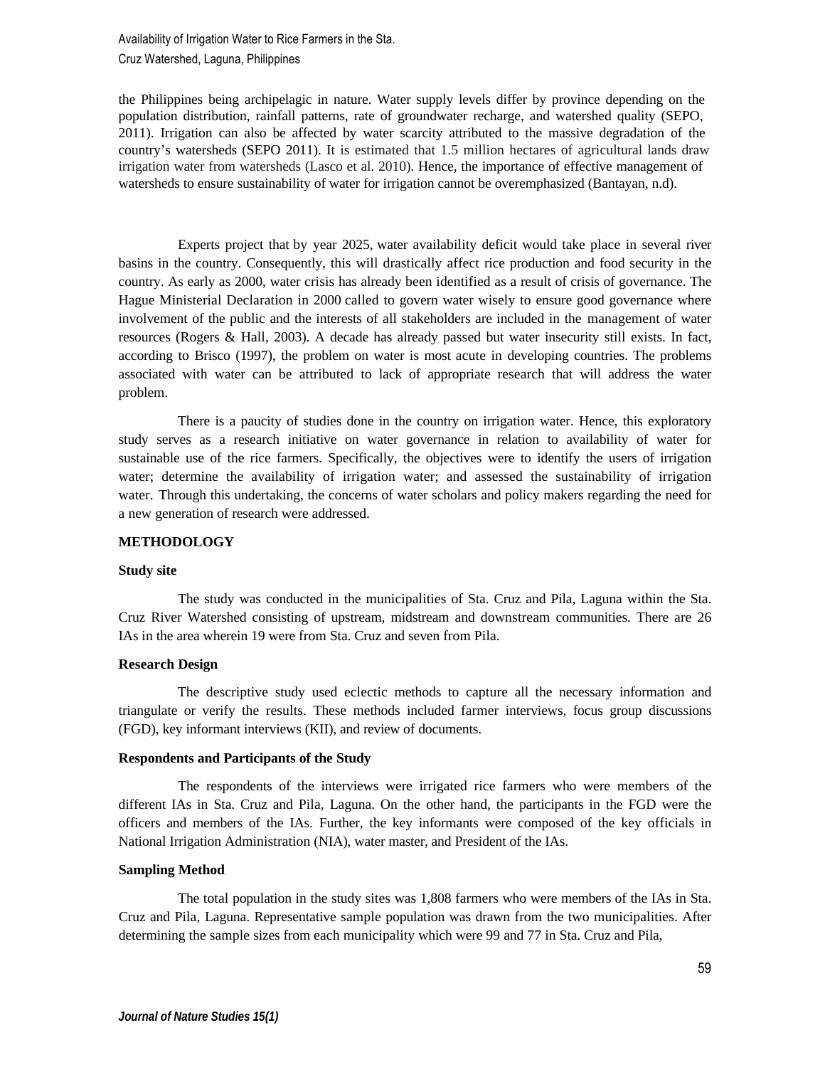the Philippines being archipelagic in nature. Water supply levels differ by province depending on the population distribution, rainfall patterns, rate of groundwater recharge, and watershed quality (SEPO, 2011). Irrigation can also be affected by water scarcity attributed to the massive degradation of the country's watersheds (SEPO 2011). It is estimated that 1.5 million hectares of agricultural lands draw irrigation water from watersheds (Lasco et al. 2010). Hence, the importance of effective management of watersheds to ensure sustainability of water for irrigation cannot be overemphasized (Bantayan, n.d).

Experts project that by year 2025, water availability deficit would take place in several river basins in the country. Consequently, this will drastically affect rice production and food security in the country. As early as 2000, water crisis has already been identified as a result of crisis of governance. The Hague Ministerial Declaration in 2000 called to govern water wisely to ensure good governance where involvement of the public and the interests of all stakeholders are included in the management of water resources (Rogers & Hall, 2003). A decade has already passed but water insecurity still exists. In fact, according to Brisco (1997), the problem on water is most acute in developing countries. The problems associated with water can be attributed to lack of appropriate research that will address the water problem.

There is a paucity of studies done in the country on irrigation water. Hence, this exploratory study serves as a research initiative on water governance in relation to availability of water for sustainable use of the rice farmers. Specifically, the objectives were to identify the users of irrigation water; determine the availability of irrigation water; and assessed the sustainability of irrigation water. Through this undertaking, the concerns of water scholars and policy makers regarding the need for a new generation of research were addressed.

## METHODOLOGY

### Study site

The study was conducted in the municipalities of Sta. Cruz and Pila, Laguna within the Sta. Cruz River Watershed consisting of upstream, midstream and downstream communities. There are 26 IAs in the area wherein 19 were from Sta. Cruz and seven from Pila.

### Research Design

The descriptive study used eclectic methods to capture all the necessary information and triangulate or verify the results. These methods included farmer interviews, focus group discussions (FGD), key informant interviews (KII), and review of documents.

### Respondents and Participants of the Study

The respondents of the interviews were irrigated rice farmers who were members of the different IAs in Sta. Cruz and Pila, Laguna. On the other hand, the participants in the FGD were the officers and members of the IAs. Further, the key informants were composed of the key officials in National Irrigation Administration (NIA), water master, and President of the IAs.

### Sampling Method

The total population in the study sites was 1,808 farmers who were members of the IAs in Sta. Cruz and Pila, Laguna. Representative sample population was drawn from the two municipalities. After determining the sample sizes from each municipality which were 99 and 77 in Sta. Cruz and Pila,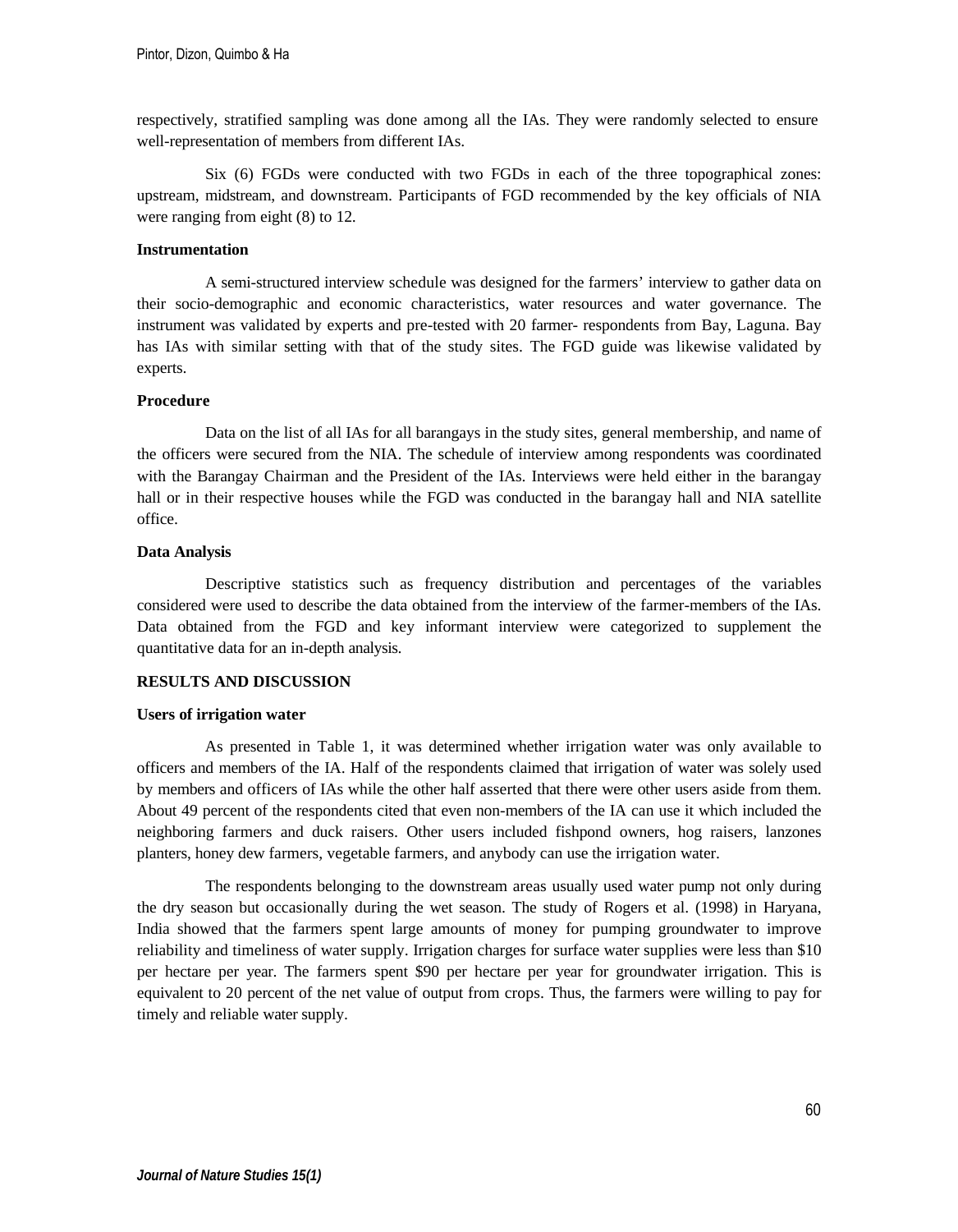respectively, stratified sampling was done among all the IAs. They were randomly selected to ensure well-representation of members from different IAs.

Six (6) FGDs were conducted with two FGDs in each of the three topographical zones: upstream, midstream, and downstream. Participants of FGD recommended by the key officials of NIA were ranging from eight (8) to 12.

**Instrumentation**

A semi-structured interview schedule was designed for the farmers' interview to gather data on their socio-demographic and economic characteristics, water resources and water governance. The instrument was validated by experts and pre-tested with 20 farmer- respondents from Bay, Laguna. Bay has IAs with similar setting with that of the study sites. The FGD guide was likewise validated by experts.

**Procedure**

Data on the list of all IAs for all barangays in the study sites, general membership, and name of the officers were secured from the NIA. The schedule of interview among respondents was coordinated with the Barangay Chairman and the President of the IAs. Interviews were held either in the barangay hall or in their respective houses while the FGD was conducted in the barangay hall and NIA satellite office.

**Data Analysis**

Descriptive statistics such as frequency distribution and percentages of the variables considered were used to describe the data obtained from the interview of the farmer-members of the IAs. Data obtained from the FGD and key informant interview were categorized to supplement the quantitative data for an in-depth analysis.

## RESULTS AND DISCUSSION

**Users of irrigation water**

As presented in Table 1, it was determined whether irrigation water was only available to officers and members of the IA. Half of the respondents claimed that irrigation of water was solely used by members and officers of IAs while the other half asserted that there were other users aside from them. About 49 percent of the respondents cited that even non-members of the IA can use it which included the neighboring farmers and duck raisers. Other users included fishpond owners, hog raisers, lanzones planters, honey dew farmers, vegetable farmers, and anybody can use the irrigation water.

The respondents belonging to the downstream areas usually used water pump not only during the dry season but occasionally during the wet season. The study of Rogers et al. (1998) in Haryana, India showed that the farmers spent large amounts of money for pumping groundwater to improve reliability and timeliness of water supply. Irrigation charges for surface water supplies were less than $10 per hectare per year. The farmers spent $90 per hectare per year for groundwater irrigation. This is equivalent to 20 percent of the net value of output from crops. Thus, the farmers were willing to pay for timely and reliable water supply.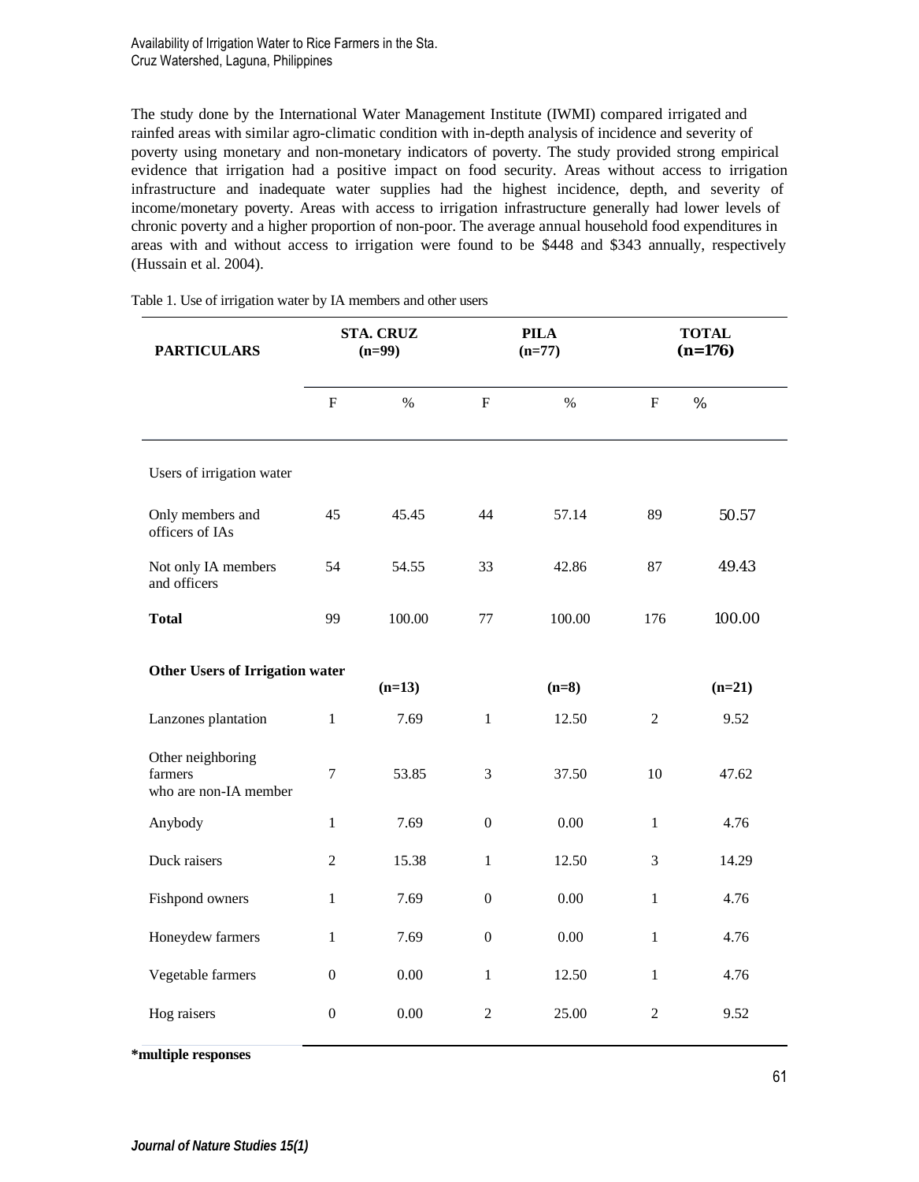The study done by the International Water Management Institute (IWMI) compared irrigated and rainfed areas with similar agro-climatic condition with in-depth analysis of incidence and severity of poverty using monetary and non-monetary indicators of poverty. The study provided strong empirical evidence that irrigation had a positive impact on food security. Areas without access to irrigation infrastructure and inadequate water supplies had the highest incidence, depth, and severity of income/monetary poverty. Areas with access to irrigation infrastructure generally had lower levels of chronic poverty and a higher proportion of non-poor. The average annual household food expenditures in areas with and without access to irrigation were found to be $448 and $343 annually, respectively (Hussain et al. 2004).

Table 1. Use of irrigation water by IA members and other users

| PARTICULARS | STA. CRUZ (n=99) | | PILA (n=77) | | TOTAL (n=176) | |
|---|---|---|---|---|---|---|
| | F | % | F | % | F | % |
| Users of irrigation water | | | | | | |
| Only members and officers of IAs | 45 | 45.45 | 44 | 57.14 | 89 | 50.57 |
| Not only IA members and officers | 54 | 54.55 | 33 | 42.86 | 87 | 49.43 |
| **Total** | 99 | 100.00 | 77 | 100.00 | 176 | 100.00 |
| **Other Users of Irrigation water** | | **(n=13)** | | **(n=8)** | | **(n=21)** |
| Lanzones plantation | 1 | 7.69 | 1 | 12.50 | 2 | 9.52 |
| Other neighboring farmers who are non-IA member | 7 | 53.85 | 3 | 37.50 | 10 | 47.62 |
| Anybody | 1 | 7.69 | 0 | 0.00 | 1 | 4.76 |
| Duck raisers | 2 | 15.38 | 1 | 12.50 | 3 | 14.29 |
| Fishpond owners | 1 | 7.69 | 0 | 0.00 | 1 | 4.76 |
| Honeydew farmers | 1 | 7.69 | 0 | 0.00 | 1 | 4.76 |
| Vegetable farmers | 0 | 0.00 | 1 | 12.50 | 1 | 4.76 |
| Hog raisers | 0 | 0.00 | 2 | 25.00 | 2 | 9.52 |

**\*multiple responses**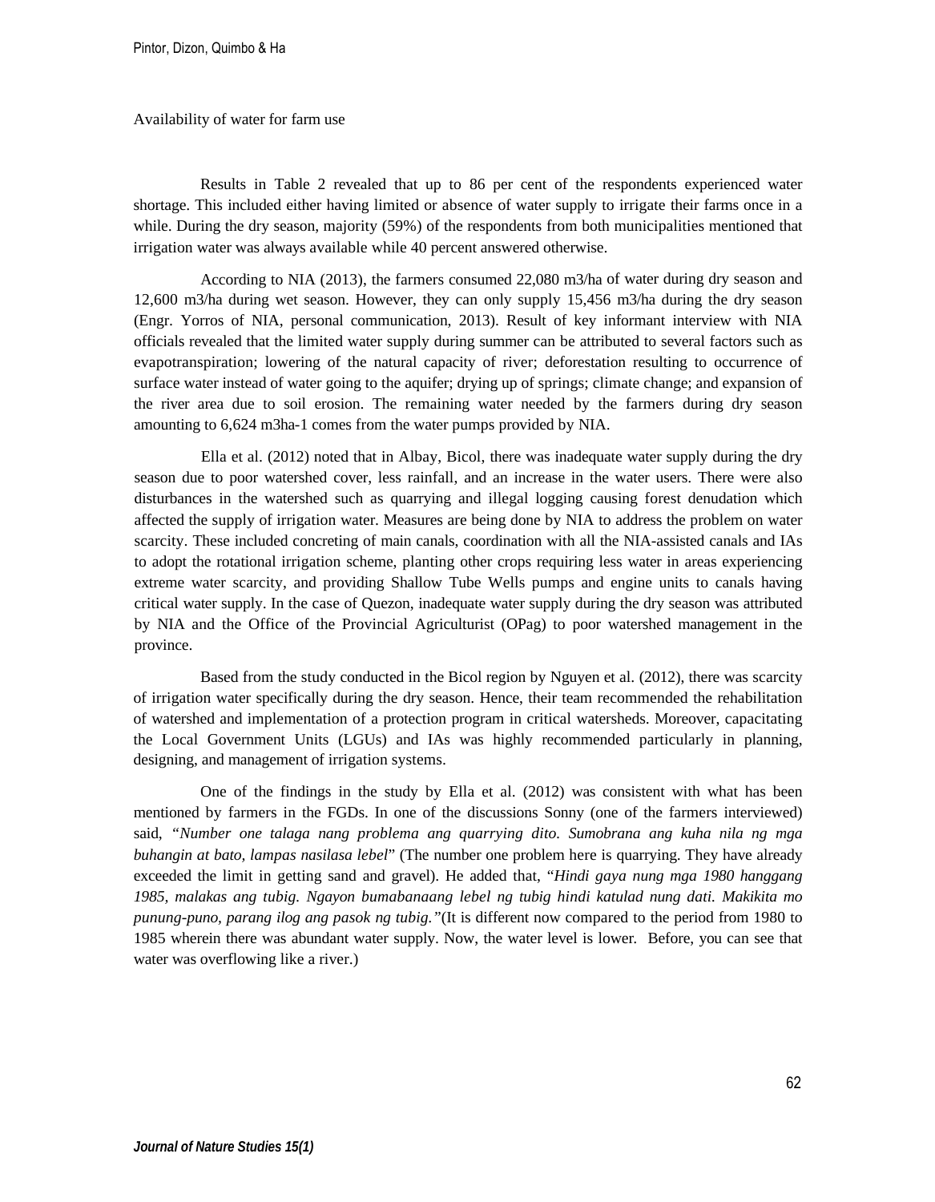Availability of water for farm use

Results in Table 2 revealed that up to 86 per cent of the respondents experienced water shortage. This included either having limited or absence of water supply to irrigate their farms once in a while. During the dry season, majority (59%) of the respondents from both municipalities mentioned that irrigation water was always available while 40 percent answered otherwise.

According to NIA (2013), the farmers consumed 22,080 m3/ha of water during dry season and 12,600 m3/ha during wet season. However, they can only supply 15,456 m3/ha during the dry season (Engr. Yorros of NIA, personal communication, 2013). Result of key informant interview with NIA officials revealed that the limited water supply during summer can be attributed to several factors such as evapotranspiration; lowering of the natural capacity of river; deforestation resulting to occurrence of surface water instead of water going to the aquifer; drying up of springs; climate change; and expansion of the river area due to soil erosion. The remaining water needed by the farmers during dry season amounting to 6,624 m3ha-1 comes from the water pumps provided by NIA.

Ella et al. (2012) noted that in Albay, Bicol, there was inadequate water supply during the dry season due to poor watershed cover, less rainfall, and an increase in the water users. There were also disturbances in the watershed such as quarrying and illegal logging causing forest denudation which affected the supply of irrigation water. Measures are being done by NIA to address the problem on water scarcity. These included concreting of main canals, coordination with all the NIA-assisted canals and IAs to adopt the rotational irrigation scheme, planting other crops requiring less water in areas experiencing extreme water scarcity, and providing Shallow Tube Wells pumps and engine units to canals having critical water supply. In the case of Quezon, inadequate water supply during the dry season was attributed by NIA and the Office of the Provincial Agriculturist (OPag) to poor watershed management in the province.

Based from the study conducted in the Bicol region by Nguyen et al. (2012), there was scarcity of irrigation water specifically during the dry season. Hence, their team recommended the rehabilitation of watershed and implementation of a protection program in critical watersheds. Moreover, capacitating the Local Government Units (LGUs) and IAs was highly recommended particularly in planning, designing, and management of irrigation systems.

One of the findings in the study by Ella et al. (2012) was consistent with what has been mentioned by farmers in the FGDs. In one of the discussions Sonny (one of the farmers interviewed) said, "*Number one talaga nang problema ang quarrying dito. Sumobrana ang kuha nila ng mga buhangin at bato, lampas nasilasa lebel*" (The number one problem here is quarrying. They have already exceeded the limit in getting sand and gravel). He added that, "*Hindi gaya nung mga 1980 hanggang 1985, malakas ang tubig. Ngayon bumabanaang lebel ng tubig hindi katulad nung dati. Makikita mo punung-puno, parang ilog ang pasok ng tubig.*"(It is different now compared to the period from 1980 to 1985 wherein there was abundant water supply. Now, the water level is lower. Before, you can see that water was overflowing like a river.)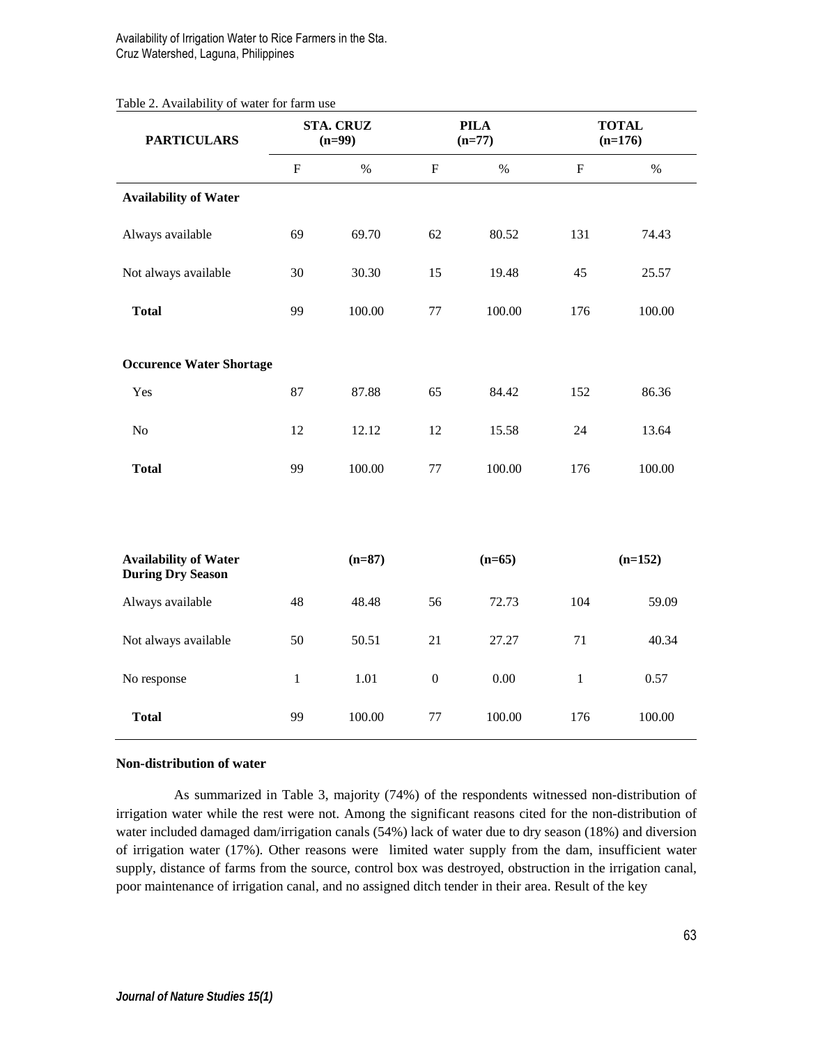Table 2. Availability of water for farm use

| PARTICULARS | STA. CRUZ (n=99) | | PILA (n=77) | | TOTAL (n=176) | |
|---|---|---|---|---|---|---|
| | F | % | F | % | F | % |
| **Availability of Water** | | | | | | |
| Always available | 69 | 69.70 | 62 | 80.52 | 131 | 74.43 |
| Not always available | 30 | 30.30 | 15 | 19.48 | 45 | 25.57 |
| **Total** | 99 | 100.00 | 77 | 100.00 | 176 | 100.00 |
| **Occurence Water Shortage** | | | | | | |
| Yes | 87 | 87.88 | 65 | 84.42 | 152 | 86.36 |
| No | 12 | 12.12 | 12 | 15.58 | 24 | 13.64 |
| **Total** | 99 | 100.00 | 77 | 100.00 | 176 | 100.00 |
| **Availability of Water During Dry Season** | | (n=87) | | (n=65) | | (n=152) |
| Always available | 48 | 48.48 | 56 | 72.73 | 104 | 59.09 |
| Not always available | 50 | 50.51 | 21 | 27.27 | 71 | 40.34 |
| No response | 1 | 1.01 | 0 | 0.00 | 1 | 0.57 |
| **Total** | 99 | 100.00 | 77 | 100.00 | 176 | 100.00 |

**Non-distribution of water**

As summarized in Table 3, majority (74%) of the respondents witnessed non-distribution of irrigation water while the rest were not. Among the significant reasons cited for the non-distribution of water included damaged dam/irrigation canals (54%) lack of water due to dry season (18%) and diversion of irrigation water (17%). Other reasons were limited water supply from the dam, insufficient water supply, distance of farms from the source, control box was destroyed, obstruction in the irrigation canal, poor maintenance of irrigation canal, and no assigned ditch tender in their area. Result of the key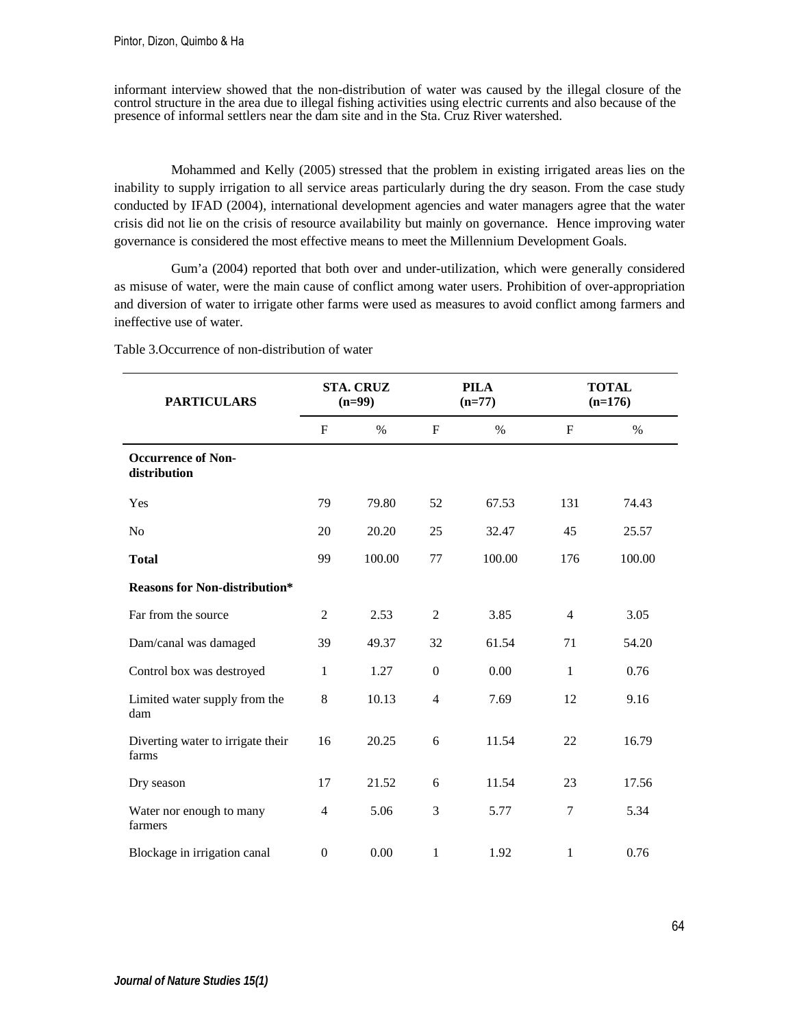informant interview showed that the non-distribution of water was caused by the illegal closure of the control structure in the area due to illegal fishing activities using electric currents and also because of the presence of informal settlers near the dam site and in the Sta. Cruz River watershed.

Mohammed and Kelly (2005) stressed that the problem in existing irrigated areas lies on the inability to supply irrigation to all service areas particularly during the dry season. From the case study conducted by IFAD (2004), international development agencies and water managers agree that the water crisis did not lie on the crisis of resource availability but mainly on governance. Hence improving water governance is considered the most effective means to meet the Millennium Development Goals.

Gum'a (2004) reported that both over and under-utilization, which were generally considered as misuse of water, were the main cause of conflict among water users. Prohibition of over-appropriation and diversion of water to irrigate other farms were used as measures to avoid conflict among farmers and ineffective use of water.

Table 3.Occurrence of non-distribution of water

| PARTICULARS | STA. CRUZ (n=99) | | PILA (n=77) | | TOTAL (n=176) | |
|---|---|---|---|---|---|---|
| | F | % | F | % | F | % |
| **Occurrence of Non-distribution** | | | | | | |
| Yes | 79 | 79.80 | 52 | 67.53 | 131 | 74.43 |
| No | 20 | 20.20 | 25 | 32.47 | 45 | 25.57 |
| **Total** | 99 | 100.00 | 77 | 100.00 | 176 | 100.00 |
| **Reasons for Non-distribution*** | | | | | | |
| Far from the source | 2 | 2.53 | 2 | 3.85 | 4 | 3.05 |
| Dam/canal was damaged | 39 | 49.37 | 32 | 61.54 | 71 | 54.20 |
| Control box was destroyed | 1 | 1.27 | 0 | 0.00 | 1 | 0.76 |
| Limited water supply from the dam | 8 | 10.13 | 4 | 7.69 | 12 | 9.16 |
| Diverting water to irrigate their farms | 16 | 20.25 | 6 | 11.54 | 22 | 16.79 |
| Dry season | 17 | 21.52 | 6 | 11.54 | 23 | 17.56 |
| Water nor enough to many farmers | 4 | 5.06 | 3 | 5.77 | 7 | 5.34 |
| Blockage in irrigation canal | 0 | 0.00 | 1 | 1.92 | 1 | 0.76 |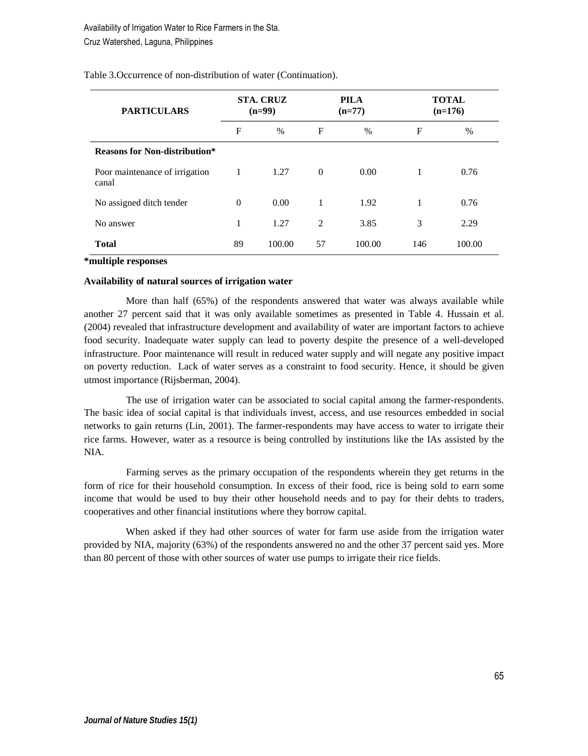Table 3.Occurrence of non-distribution of water (Continuation).

| PARTICULARS | STA. CRUZ (n=99) | | PILA (n=77) | | TOTAL (n=176) | |
|---|---|---|---|---|---|---|
| | F | % | F | % | F | % |
| **Reasons for Non-distribution*** | | | | | | |
| Poor maintenance of irrigation canal | 1 | 1.27 | 0 | 0.00 | 1 | 0.76 |
| No assigned ditch tender | 0 | 0.00 | 1 | 1.92 | 1 | 0.76 |
| No answer | 1 | 1.27 | 2 | 3.85 | 3 | 2.29 |
| **Total** | 89 | 100.00 | 57 | 100.00 | 146 | 100.00 |

***multiple responses**

**Availability of natural sources of irrigation water**

More than half (65%) of the respondents answered that water was always available while another 27 percent said that it was only available sometimes as presented in Table 4. Hussain et al. (2004) revealed that infrastructure development and availability of water are important factors to achieve food security. Inadequate water supply can lead to poverty despite the presence of a well-developed infrastructure. Poor maintenance will result in reduced water supply and will negate any positive impact on poverty reduction. Lack of water serves as a constraint to food security. Hence, it should be given utmost importance (Rijsberman, 2004).

The use of irrigation water can be associated to social capital among the farmer-respondents. The basic idea of social capital is that individuals invest, access, and use resources embedded in social networks to gain returns (Lin, 2001). The farmer-respondents may have access to water to irrigate their rice farms. However, water as a resource is being controlled by institutions like the IAs assisted by the NIA.

Farming serves as the primary occupation of the respondents wherein they get returns in the form of rice for their household consumption. In excess of their food, rice is being sold to earn some income that would be used to buy their other household needs and to pay for their debts to traders, cooperatives and other financial institutions where they borrow capital.

When asked if they had other sources of water for farm use aside from the irrigation water provided by NIA, majority (63%) of the respondents answered no and the other 37 percent said yes. More than 80 percent of those with other sources of water use pumps to irrigate their rice fields.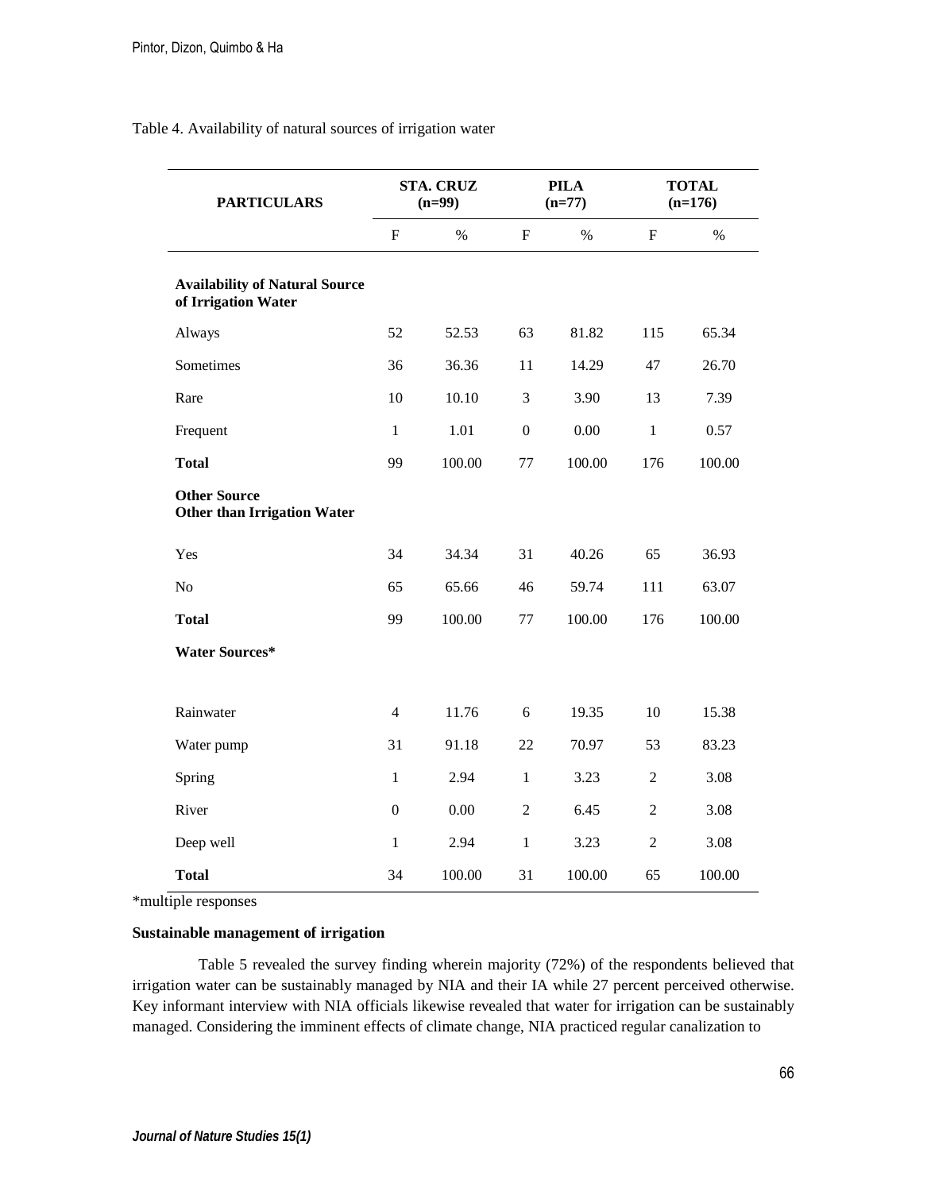Table 4. Availability of natural sources of irrigation water

| PARTICULARS | STA. CRUZ (n=99) | | PILA (n=77) | | TOTAL (n=176) | |
|---|---|---|---|---|---|---|
| | F | % | F | % | F | % |
| **Availability of Natural Source of Irrigation Water** | | | | | | |
| Always | 52 | 52.53 | 63 | 81.82 | 115 | 65.34 |
| Sometimes | 36 | 36.36 | 11 | 14.29 | 47 | 26.70 |
| Rare | 10 | 10.10 | 3 | 3.90 | 13 | 7.39 |
| Frequent | 1 | 1.01 | 0 | 0.00 | 1 | 0.57 |
| **Total** | 99 | 100.00 | 77 | 100.00 | 176 | 100.00 |
| **Other Source Other than Irrigation Water** | | | | | | |
| Yes | 34 | 34.34 | 31 | 40.26 | 65 | 36.93 |
| No | 65 | 65.66 | 46 | 59.74 | 111 | 63.07 |
| **Total** | 99 | 100.00 | 77 | 100.00 | 176 | 100.00 |
| **Water Sources*** | | | | | | |
| Rainwater | 4 | 11.76 | 6 | 19.35 | 10 | 15.38 |
| Water pump | 31 | 91.18 | 22 | 70.97 | 53 | 83.23 |
| Spring | 1 | 2.94 | 1 | 3.23 | 2 | 3.08 |
| River | 0 | 0.00 | 2 | 6.45 | 2 | 3.08 |
| Deep well | 1 | 2.94 | 1 | 3.23 | 2 | 3.08 |
| **Total** | 34 | 100.00 | 31 | 100.00 | 65 | 100.00 |

*multiple responses

**Sustainable management of irrigation**

Table 5 revealed the survey finding wherein majority (72%) of the respondents believed that irrigation water can be sustainably managed by NIA and their IA while 27 percent perceived otherwise. Key informant interview with NIA officials likewise revealed that water for irrigation can be sustainably managed. Considering the imminent effects of climate change, NIA practiced regular canalization to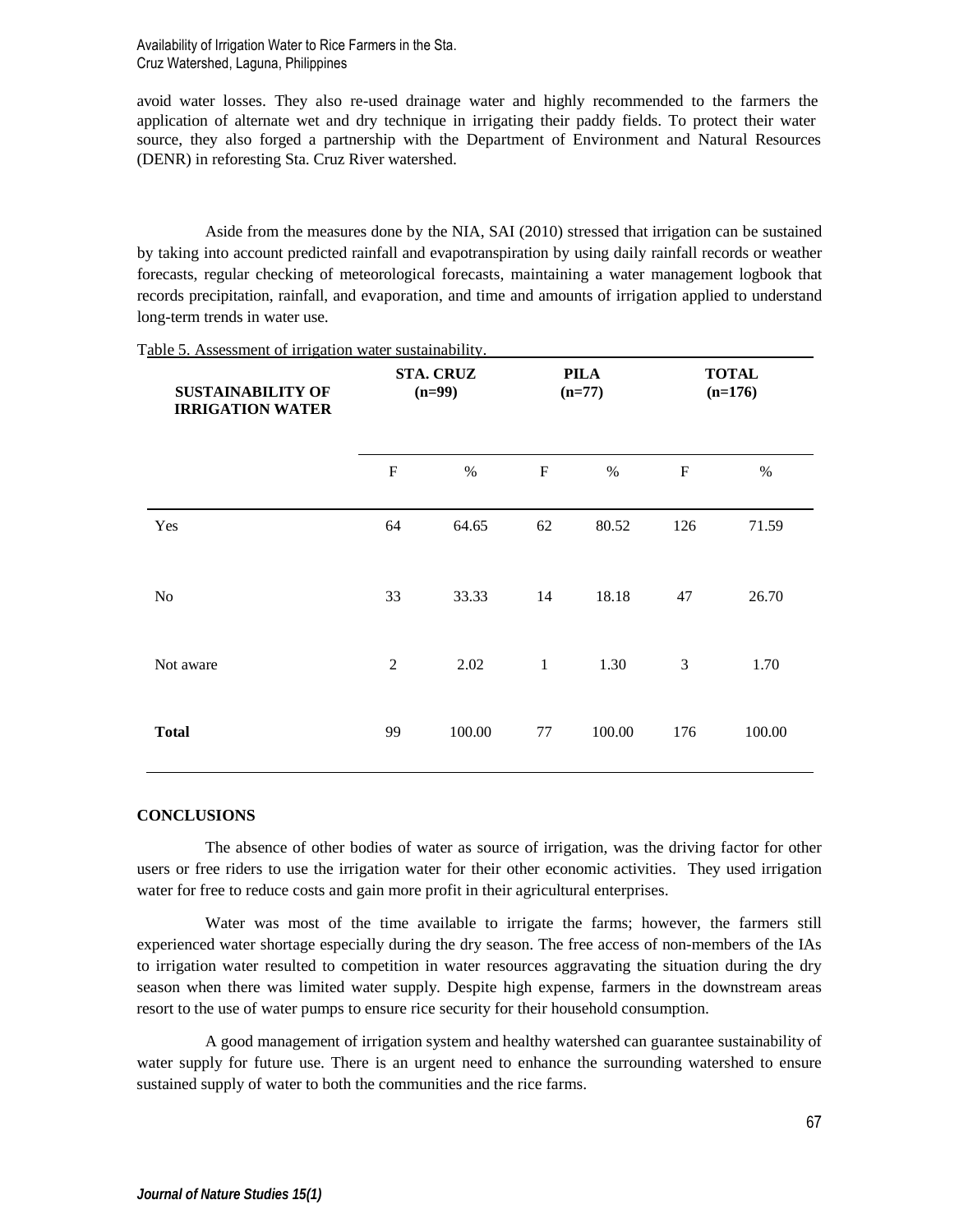avoid water losses. They also re-used drainage water and highly recommended to the farmers the application of alternate wet and dry technique in irrigating their paddy fields. To protect their water source, they also forged a partnership with the Department of Environment and Natural Resources (DENR) in reforesting Sta. Cruz River watershed.

Aside from the measures done by the NIA, SAI (2010) stressed that irrigation can be sustained by taking into account predicted rainfall and evapotranspiration by using daily rainfall records or weather forecasts, regular checking of meteorological forecasts, maintaining a water management logbook that records precipitation, rainfall, and evaporation, and time and amounts of irrigation applied to understand long-term trends in water use.

Table 5. Assessment of irrigation water sustainability.

| SUSTAINABILITY OF IRRIGATION WATER | STA. CRUZ (n=99) | | PILA (n=77) | | TOTAL (n=176) | |
|---|---|---|---|---|---|---|
| | F | % | F | % | F | % |
| Yes | 64 | 64.65 | 62 | 80.52 | 126 | 71.59 |
| No | 33 | 33.33 | 14 | 18.18 | 47 | 26.70 |
| Not aware | 2 | 2.02 | 1 | 1.30 | 3 | 1.70 |
| **Total** | 99 | 100.00 | 77 | 100.00 | 176 | 100.00 |

## CONCLUSIONS

The absence of other bodies of water as source of irrigation, was the driving factor for other users or free riders to use the irrigation water for their other economic activities. They used irrigation water for free to reduce costs and gain more profit in their agricultural enterprises.

Water was most of the time available to irrigate the farms; however, the farmers still experienced water shortage especially during the dry season. The free access of non-members of the IAs to irrigation water resulted to competition in water resources aggravating the situation during the dry season when there was limited water supply. Despite high expense, farmers in the downstream areas resort to the use of water pumps to ensure rice security for their household consumption.

A good management of irrigation system and healthy watershed can guarantee sustainability of water supply for future use. There is an urgent need to enhance the surrounding watershed to ensure sustained supply of water to both the communities and the rice farms.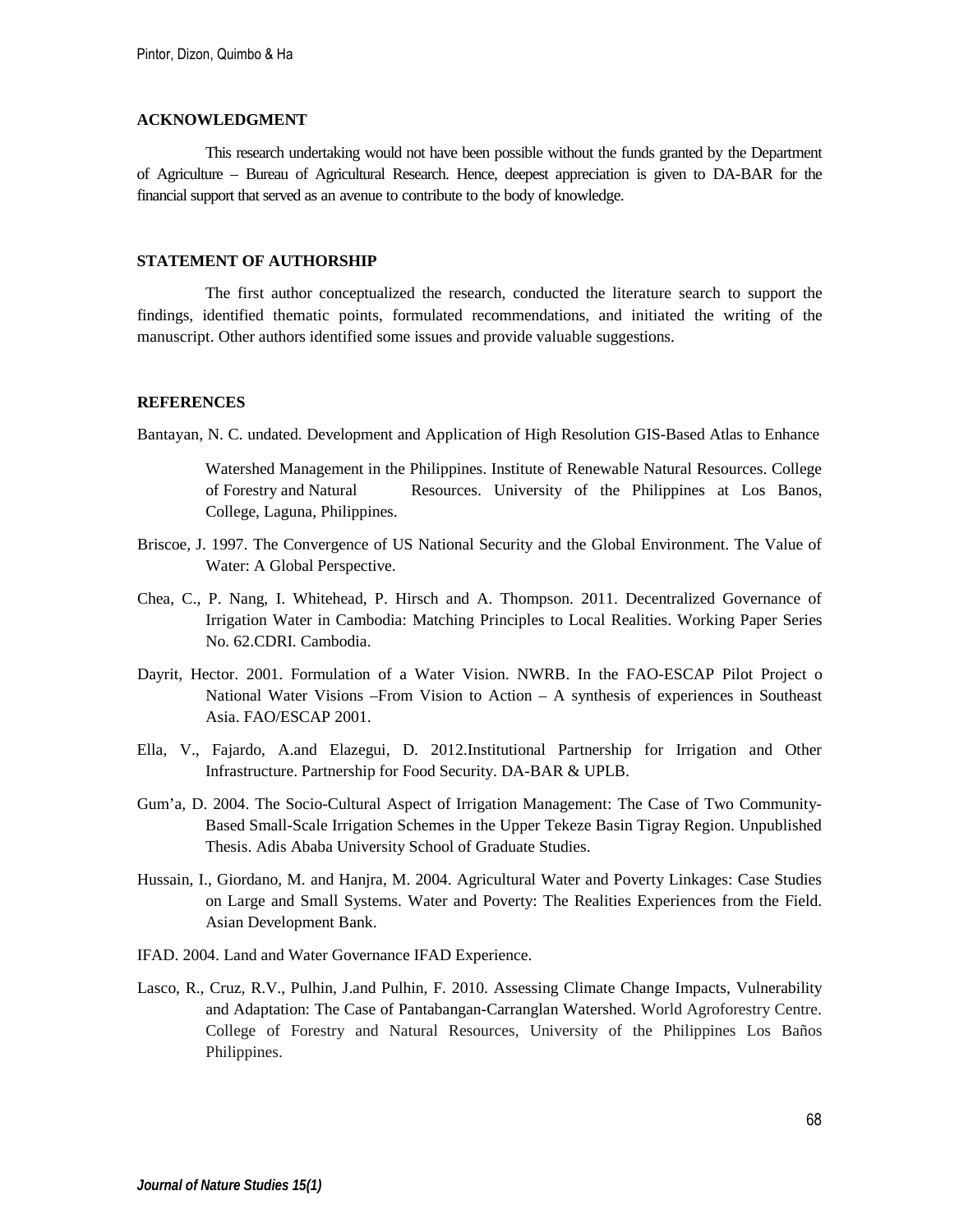## ACKNOWLEDGMENT

This research undertaking would not have been possible without the funds granted by the Department of Agriculture – Bureau of Agricultural Research. Hence, deepest appreciation is given to DA-BAR for the financial support that served as an avenue to contribute to the body of knowledge.

## STATEMENT OF AUTHORSHIP

The first author conceptualized the research, conducted the literature search to support the findings, identified thematic points, formulated recommendations, and initiated the writing of the manuscript. Other authors identified some issues and provide valuable suggestions.

## REFERENCES

Bantayan, N. C. undated. Development and Application of High Resolution GIS-Based Atlas to Enhance Watershed Management in the Philippines. Institute of Renewable Natural Resources. College of Forestry and Natural Resources. University of the Philippines at Los Banos, College, Laguna, Philippines.

Briscoe, J. 1997. The Convergence of US National Security and the Global Environment. The Value of Water: A Global Perspective.

Chea, C., P. Nang, I. Whitehead, P. Hirsch and A. Thompson. 2011. Decentralized Governance of Irrigation Water in Cambodia: Matching Principles to Local Realities. Working Paper Series No. 62.CDRI. Cambodia.

Dayrit, Hector. 2001. Formulation of a Water Vision. NWRB. In the FAO-ESCAP Pilot Project o National Water Visions –From Vision to Action – A synthesis of experiences in Southeast Asia. FAO/ESCAP 2001.

Ella, V., Fajardo, A.and Elazegui, D. 2012.Institutional Partnership for Irrigation and Other Infrastructure. Partnership for Food Security. DA-BAR & UPLB.

Gum'a, D. 2004. The Socio-Cultural Aspect of Irrigation Management: The Case of Two Community-Based Small-Scale Irrigation Schemes in the Upper Tekeze Basin Tigray Region. Unpublished Thesis. Adis Ababa University School of Graduate Studies.

Hussain, I., Giordano, M. and Hanjra, M. 2004. Agricultural Water and Poverty Linkages: Case Studies on Large and Small Systems. Water and Poverty: The Realities Experiences from the Field. Asian Development Bank.

IFAD. 2004. Land and Water Governance IFAD Experience.

Lasco, R., Cruz, R.V., Pulhin, J.and Pulhin, F. 2010. Assessing Climate Change Impacts, Vulnerability and Adaptation: The Case of Pantabangan-Carranglan Watershed. World Agroforestry Centre. College of Forestry and Natural Resources, University of the Philippines Los Baños Philippines.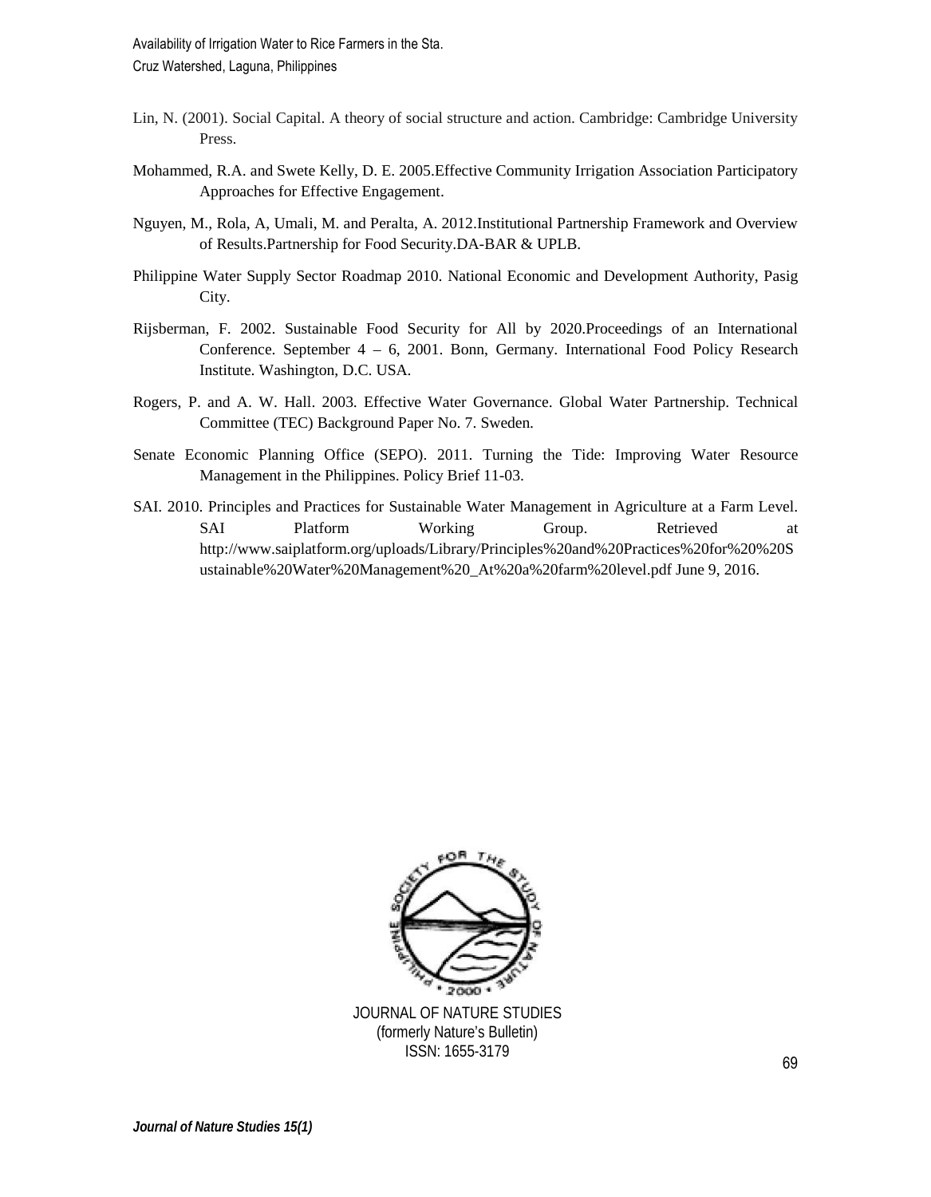Lin, N. (2001). Social Capital. A theory of social structure and action. Cambridge: Cambridge University Press.

Mohammed, R.A. and Swete Kelly, D. E. 2005.Effective Community Irrigation Association Participatory Approaches for Effective Engagement.

Nguyen, M., Rola, A, Umali, M. and Peralta, A. 2012.Institutional Partnership Framework and Overview of Results.Partnership for Food Security.DA-BAR & UPLB.

Philippine Water Supply Sector Roadmap 2010. National Economic and Development Authority, Pasig City.

Rijsberman, F. 2002. Sustainable Food Security for All by 2020.Proceedings of an International Conference. September 4 – 6, 2001. Bonn, Germany. International Food Policy Research Institute. Washington, D.C. USA.

Rogers, P. and A. W. Hall. 2003. Effective Water Governance. Global Water Partnership. Technical Committee (TEC) Background Paper No. 7. Sweden.

Senate Economic Planning Office (SEPO). 2011. Turning the Tide: Improving Water Resource Management in the Philippines. Policy Brief 11-03.

SAI. 2010. Principles and Practices for Sustainable Water Management in Agriculture at a Farm Level. SAI Platform Working Group. Retrieved at http://www.saiplatform.org/uploads/Library/Principles%20and%20Practices%20for%20%20Sustainable%20Water%20Management%20_At%20a%20farm%20level.pdf June 9, 2016.